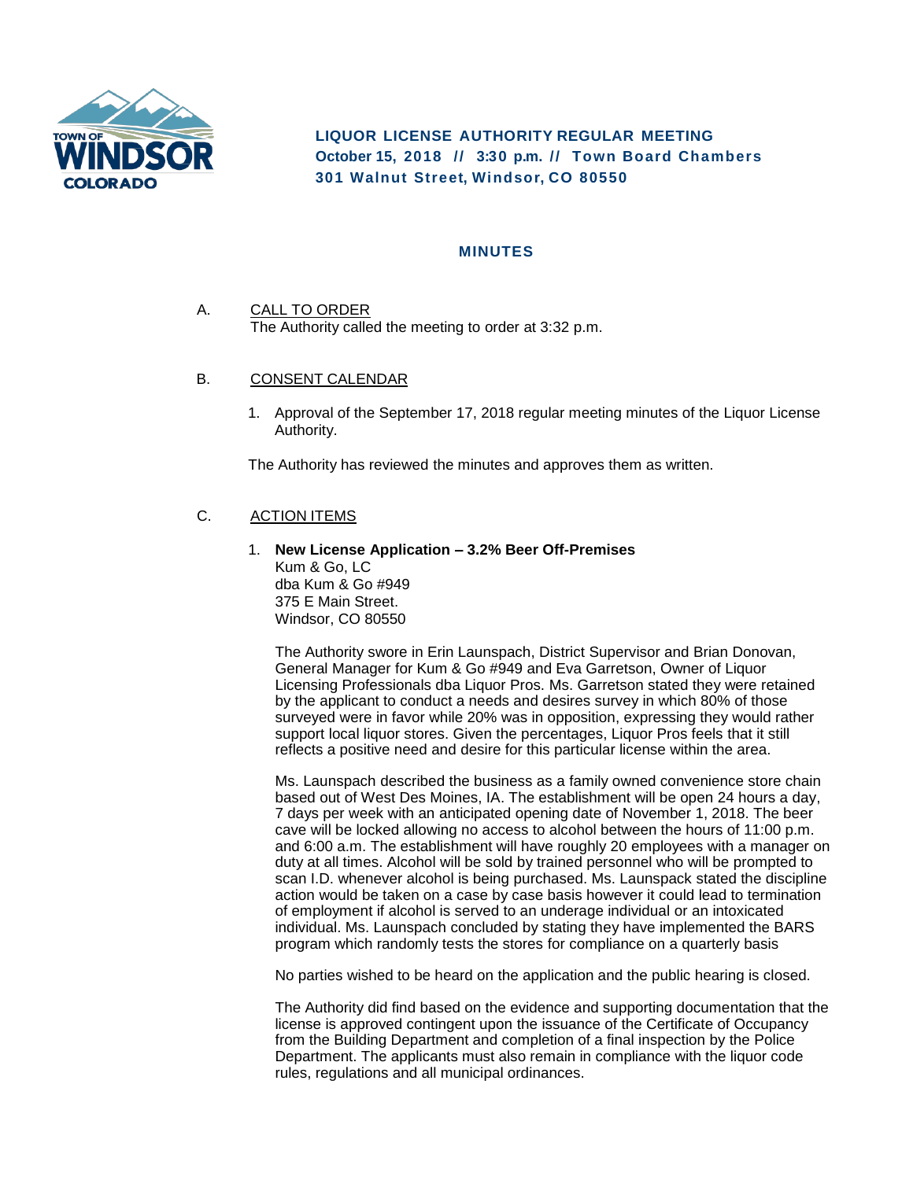**LIQUOR LICENSE AUTHORITY REGULAR MEETING**
**October 15, 2018 // 3:30 p.m. // Town Board Chambers**
**301 Walnut Street, Windsor, CO 80550**

## MINUTES

A. CALL TO ORDER

The Authority called the meeting to order at 3:32 p.m.

B. CONSENT CALENDAR

1. Approval of the September 17, 2018 regular meeting minutes of the Liquor License Authority.

The Authority has reviewed the minutes and approves them as written.

C. ACTION ITEMS

1. **New License Application – 3.2% Beer Off-Premises**
   Kum & Go, LC
   dba Kum & Go #949
   375 E Main Street.
   Windsor, CO 80550

   The Authority swore in Erin Launspach, District Supervisor and Brian Donovan, General Manager for Kum & Go #949 and Eva Garretson, Owner of Liquor Licensing Professionals dba Liquor Pros. Ms. Garretson stated they were retained by the applicant to conduct a needs and desires survey in which 80% of those surveyed were in favor while 20% was in opposition, expressing they would rather support local liquor stores. Given the percentages, Liquor Pros feels that it still reflects a positive need and desire for this particular license within the area.

   Ms. Launspach described the business as a family owned convenience store chain based out of West Des Moines, IA. The establishment will be open 24 hours a day, 7 days per week with an anticipated opening date of November 1, 2018. The beer cave will be locked allowing no access to alcohol between the hours of 11:00 p.m. and 6:00 a.m. The establishment will have roughly 20 employees with a manager on duty at all times. Alcohol will be sold by trained personnel who will be prompted to scan I.D. whenever alcohol is being purchased. Ms. Launspack stated the discipline action would be taken on a case by case basis however it could lead to termination of employment if alcohol is served to an underage individual or an intoxicated individual. Ms. Launspach concluded by stating they have implemented the BARS program which randomly tests the stores for compliance on a quarterly basis

   No parties wished to be heard on the application and the public hearing is closed.

   The Authority did find based on the evidence and supporting documentation that the license is approved contingent upon the issuance of the Certificate of Occupancy from the Building Department and completion of a final inspection by the Police Department. The applicants must also remain in compliance with the liquor code rules, regulations and all municipal ordinances.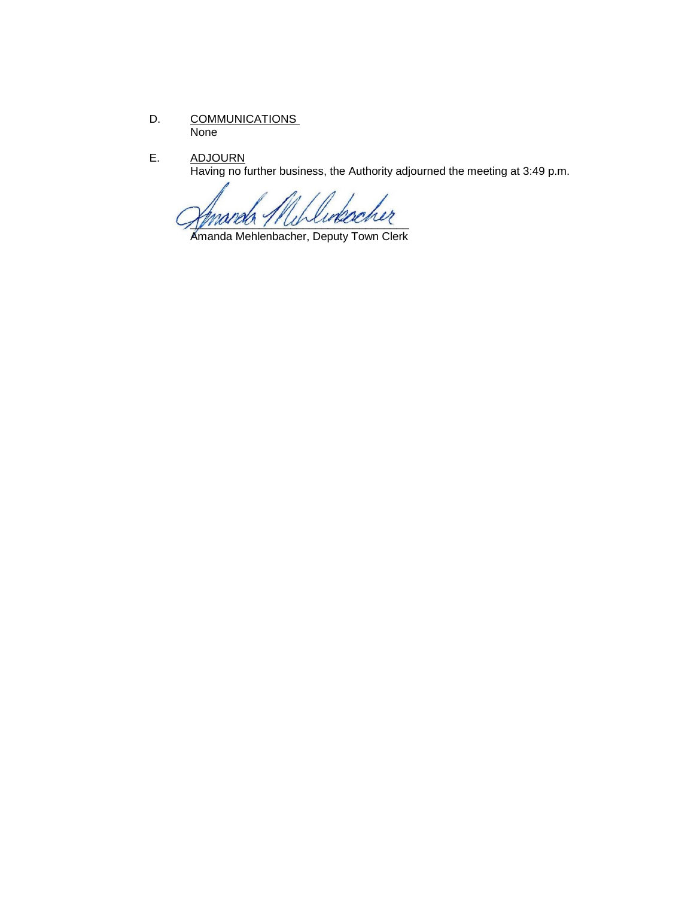D. <u>COMMUNICATIONS</u>
None

E. <u>ADJOURN</u>
Having no further business, the Authority adjourned the meeting at 3:49 p.m.

Amanda Mehlenbacher, Deputy Town Clerk